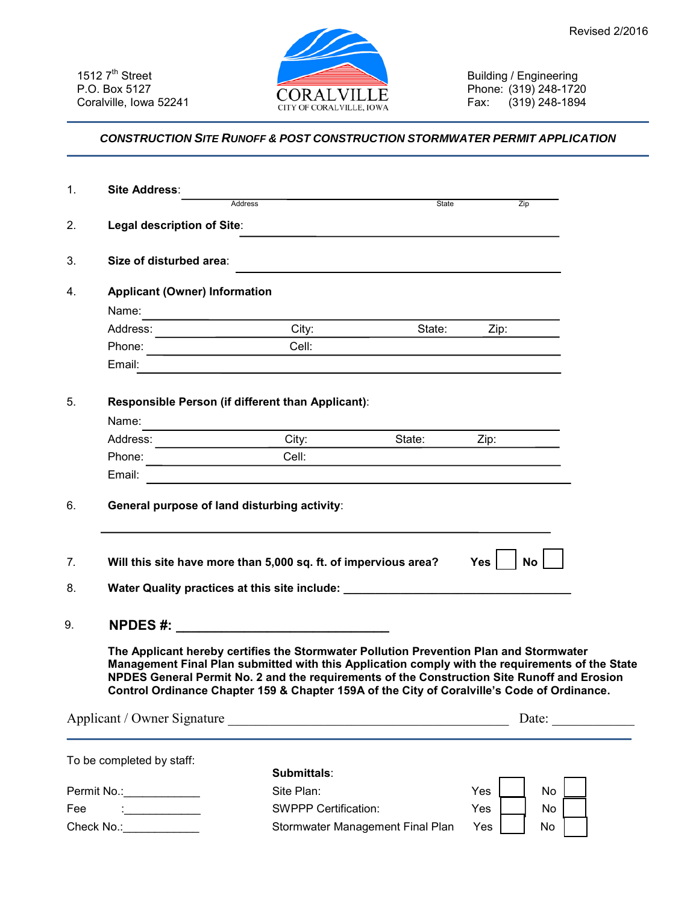Revised 2/2016

1512 7th Street
P.O. Box 5127
Coralville, Iowa 52241

CORALVILLE
CITY OF CORALVILLE, IOWA

Building / Engineering
Phone: (319) 248-1720
Fax: (319) 248-1894

## *CONSTRUCTION SITE RUNOFF & POST CONSTRUCTION STORMWATER PERMIT APPLICATION*

1. **Site Address**: ____________________________________________
   Address                                   State          Zip

2. **Legal description of Site**: ____________________________________________

3. **Size of disturbed area**: ____________________________________________

4. **Applicant (Owner) Information**
   Name: ____________________________________________
   Address: ______________ City: ______________ State: ______ Zip: ______
   Phone: ______________ Cell: ______________
   Email: ____________________________________________

5. **Responsible Person (if different than Applicant)**:
   Name: ____________________________________________
   Address: ______________ City: ______________ State: ______ Zip: ______
   Phone: ______________ Cell: ______________
   Email: ____________________________________________

6. **General purpose of land disturbing activity**:
   ____________________________________________

7. **Will this site have more than 5,000 sq. ft. of impervious area?** **Yes** ☐ **No** ☐

8. **Water Quality practices at this site include:** ____________________________________________

9. **NPDES #:** ______________________________

**The Applicant hereby certifies the Stormwater Pollution Prevention Plan and Stormwater Management Final Plan submitted with this Application comply with the requirements of the State NPDES General Permit No. 2 and the requirements of the Construction Site Runoff and Erosion Control Ordinance Chapter 159 & Chapter 159A of the City of Coralville's Code of Ordinance.**

Applicant / Owner Signature ____________________________________________ Date: ____________

---

To be completed by staff:

Permit No.:____________
Fee :____________
Check No.:____________

**Submittals**:

| | | |
|---|---|---|
| Site Plan: | Yes ☐ | No ☐ |
| SWPPP Certification: | Yes ☐ | No ☐ |
| Stormwater Management Final Plan | Yes ☐ | No ☐ |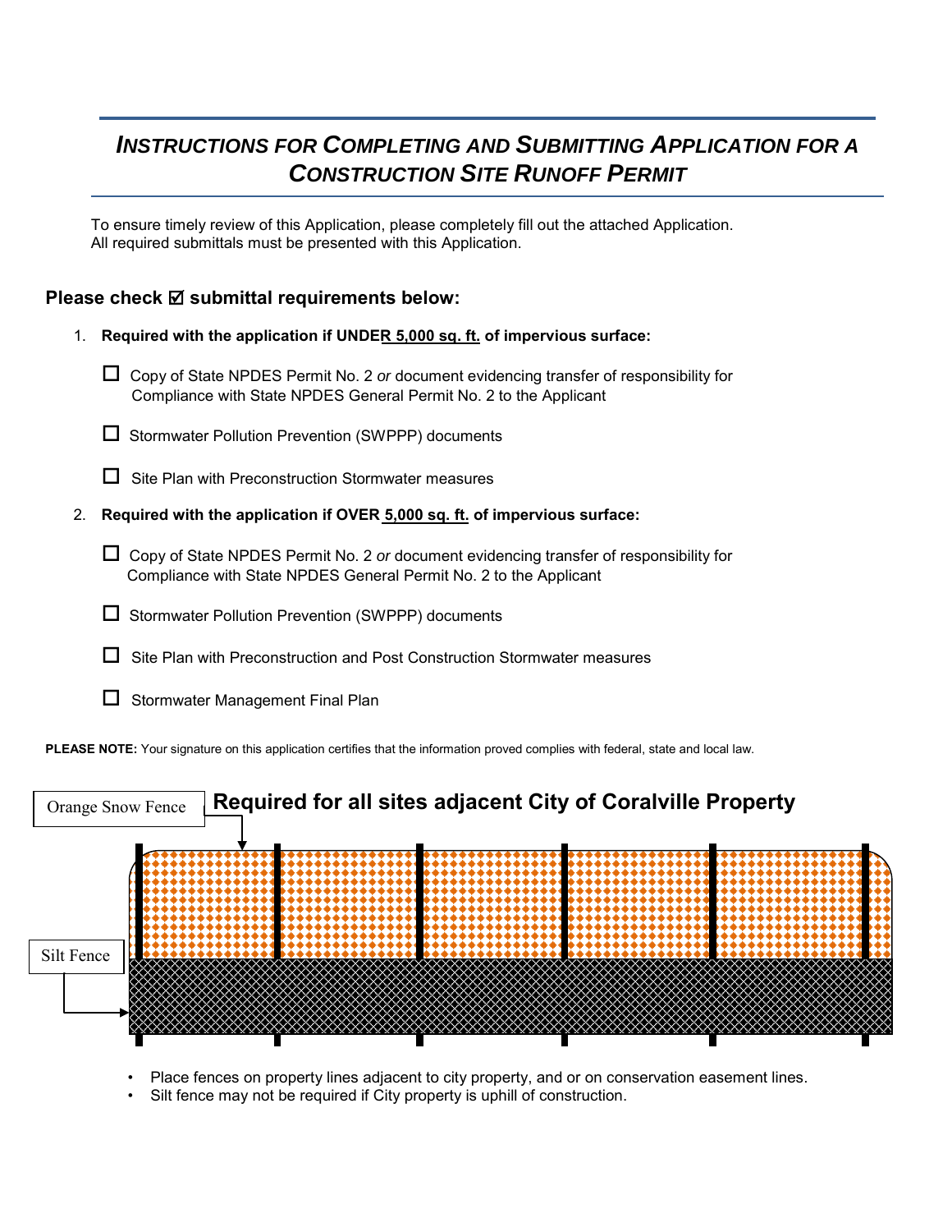# *INSTRUCTIONS FOR COMPLETING AND SUBMITTING APPLICATION FOR A CONSTRUCTION SITE RUNOFF PERMIT*

To ensure timely review of this Application, please completely fill out the attached Application. All required submittals must be presented with this Application.

### Please check ☑ submittal requirements below:

1. **Required with the application if UNDER 5,000 sq. ft. of impervious surface:**

   - ☐ Copy of State NPDES Permit No. 2 *or* document evidencing transfer of responsibility for Compliance with State NPDES General Permit No. 2 to the Applicant
   - ☐ Stormwater Pollution Prevention (SWPPP) documents
   - ☐ Site Plan with Preconstruction Stormwater measures

2. **Required with the application if OVER 5,000 sq. ft. of impervious surface:**

   - ☐ Copy of State NPDES Permit No. 2 *or* document evidencing transfer of responsibility for Compliance with State NPDES General Permit No. 2 to the Applicant
   - ☐ Stormwater Pollution Prevention (SWPPP) documents
   - ☐ Site Plan with Preconstruction and Post Construction Stormwater measures
   - ☐ Stormwater Management Final Plan

**PLEASE NOTE:** Your signature on this application certifies that the information proved complies with federal, state and local law.

### Required for all sites adjacent City of Coralville Property

Orange Snow Fence

Silt Fence

- Place fences on property lines adjacent to city property, and or on conservation easement lines.
- Silt fence may not be required if City property is uphill of construction.